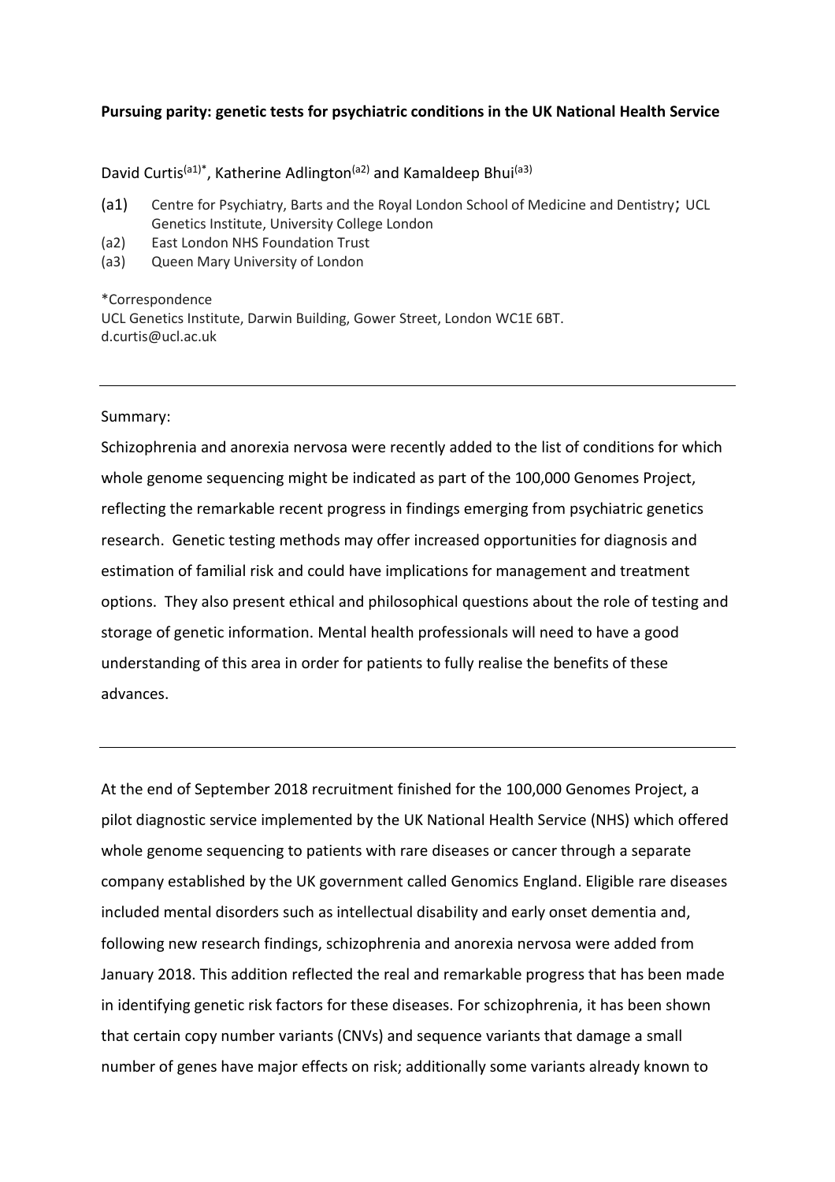**Pursuing parity: genetic tests for psychiatric conditions in the UK National Health Service**

David Curtis[(a1)*], Katherine Adlington[(a2)] and Kamaldeep Bhui[(a3)]

(a1) Centre for Psychiatry, Barts and the Royal London School of Medicine and Dentistry; UCL Genetics Institute, University College London
(a2) East London NHS Foundation Trust
(a3) Queen Mary University of London

*Correspondence
UCL Genetics Institute, Darwin Building, Gower Street, London WC1E 6BT.
d.curtis@ucl.ac.uk

---

Summary:

Schizophrenia and anorexia nervosa were recently added to the list of conditions for which whole genome sequencing might be indicated as part of the 100,000 Genomes Project, reflecting the remarkable recent progress in findings emerging from psychiatric genetics research. Genetic testing methods may offer increased opportunities for diagnosis and estimation of familial risk and could have implications for management and treatment options. They also present ethical and philosophical questions about the role of testing and storage of genetic information. Mental health professionals will need to have a good understanding of this area in order for patients to fully realise the benefits of these advances.

---

At the end of September 2018 recruitment finished for the 100,000 Genomes Project, a pilot diagnostic service implemented by the UK National Health Service (NHS) which offered whole genome sequencing to patients with rare diseases or cancer through a separate company established by the UK government called Genomics England. Eligible rare diseases included mental disorders such as intellectual disability and early onset dementia and, following new research findings, schizophrenia and anorexia nervosa were added from January 2018. This addition reflected the real and remarkable progress that has been made in identifying genetic risk factors for these diseases. For schizophrenia, it has been shown that certain copy number variants (CNVs) and sequence variants that damage a small number of genes have major effects on risk; additionally some variants already known to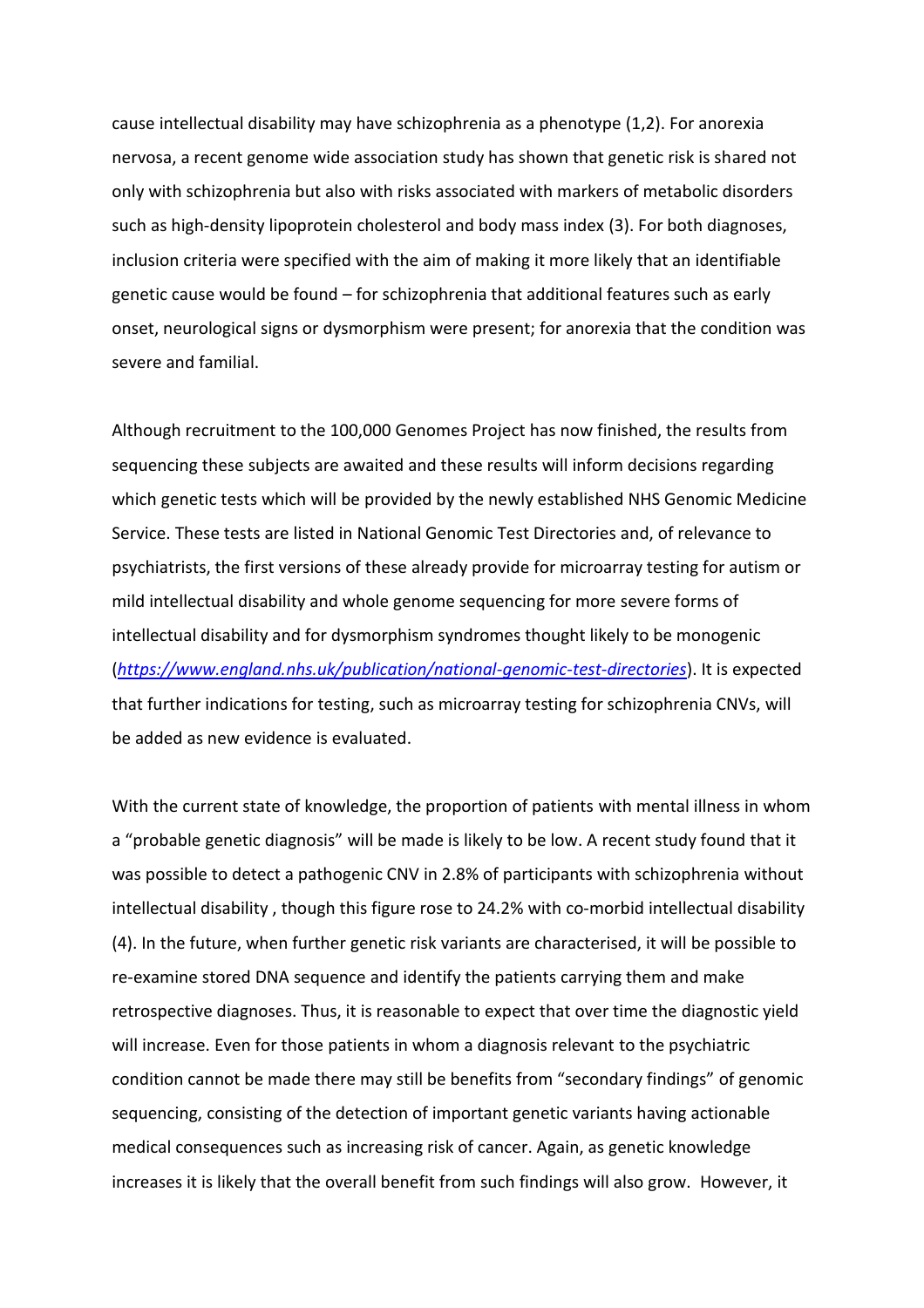cause intellectual disability may have schizophrenia as a phenotype (1,2). For anorexia nervosa, a recent genome wide association study has shown that genetic risk is shared not only with schizophrenia but also with risks associated with markers of metabolic disorders such as high-density lipoprotein cholesterol and body mass index (3). For both diagnoses, inclusion criteria were specified with the aim of making it more likely that an identifiable genetic cause would be found – for schizophrenia that additional features such as early onset, neurological signs or dysmorphism were present; for anorexia that the condition was severe and familial.

Although recruitment to the 100,000 Genomes Project has now finished, the results from sequencing these subjects are awaited and these results will inform decisions regarding which genetic tests which will be provided by the newly established NHS Genomic Medicine Service. These tests are listed in National Genomic Test Directories and, of relevance to psychiatrists, the first versions of these already provide for microarray testing for autism or mild intellectual disability and whole genome sequencing for more severe forms of intellectual disability and for dysmorphism syndromes thought likely to be monogenic (*https://www.england.nhs.uk/publication/national-genomic-test-directories*). It is expected that further indications for testing, such as microarray testing for schizophrenia CNVs, will be added as new evidence is evaluated.

With the current state of knowledge, the proportion of patients with mental illness in whom a "probable genetic diagnosis" will be made is likely to be low. A recent study found that it was possible to detect a pathogenic CNV in 2.8% of participants with schizophrenia without intellectual disability , though this figure rose to 24.2% with co-morbid intellectual disability (4). In the future, when further genetic risk variants are characterised, it will be possible to re-examine stored DNA sequence and identify the patients carrying them and make retrospective diagnoses. Thus, it is reasonable to expect that over time the diagnostic yield will increase. Even for those patients in whom a diagnosis relevant to the psychiatric condition cannot be made there may still be benefits from "secondary findings" of genomic sequencing, consisting of the detection of important genetic variants having actionable medical consequences such as increasing risk of cancer. Again, as genetic knowledge increases it is likely that the overall benefit from such findings will also grow. However, it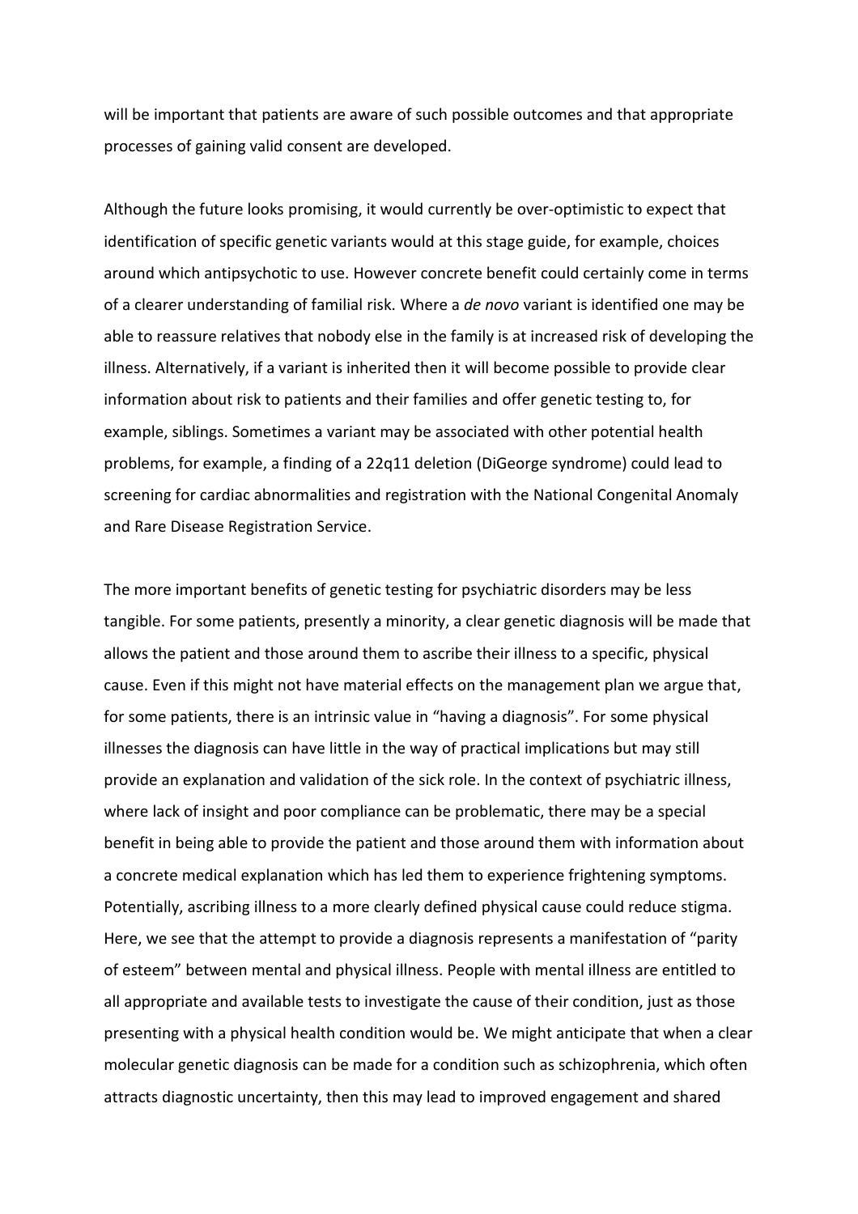will be important that patients are aware of such possible outcomes and that appropriate processes of gaining valid consent are developed.

Although the future looks promising, it would currently be over-optimistic to expect that identification of specific genetic variants would at this stage guide, for example, choices around which antipsychotic to use. However concrete benefit could certainly come in terms of a clearer understanding of familial risk. Where a *de novo* variant is identified one may be able to reassure relatives that nobody else in the family is at increased risk of developing the illness. Alternatively, if a variant is inherited then it will become possible to provide clear information about risk to patients and their families and offer genetic testing to, for example, siblings. Sometimes a variant may be associated with other potential health problems, for example, a finding of a 22q11 deletion (DiGeorge syndrome) could lead to screening for cardiac abnormalities and registration with the National Congenital Anomaly and Rare Disease Registration Service.

The more important benefits of genetic testing for psychiatric disorders may be less tangible. For some patients, presently a minority, a clear genetic diagnosis will be made that allows the patient and those around them to ascribe their illness to a specific, physical cause. Even if this might not have material effects on the management plan we argue that, for some patients, there is an intrinsic value in "having a diagnosis". For some physical illnesses the diagnosis can have little in the way of practical implications but may still provide an explanation and validation of the sick role. In the context of psychiatric illness, where lack of insight and poor compliance can be problematic, there may be a special benefit in being able to provide the patient and those around them with information about a concrete medical explanation which has led them to experience frightening symptoms. Potentially, ascribing illness to a more clearly defined physical cause could reduce stigma. Here, we see that the attempt to provide a diagnosis represents a manifestation of "parity of esteem" between mental and physical illness. People with mental illness are entitled to all appropriate and available tests to investigate the cause of their condition, just as those presenting with a physical health condition would be. We might anticipate that when a clear molecular genetic diagnosis can be made for a condition such as schizophrenia, which often attracts diagnostic uncertainty, then this may lead to improved engagement and shared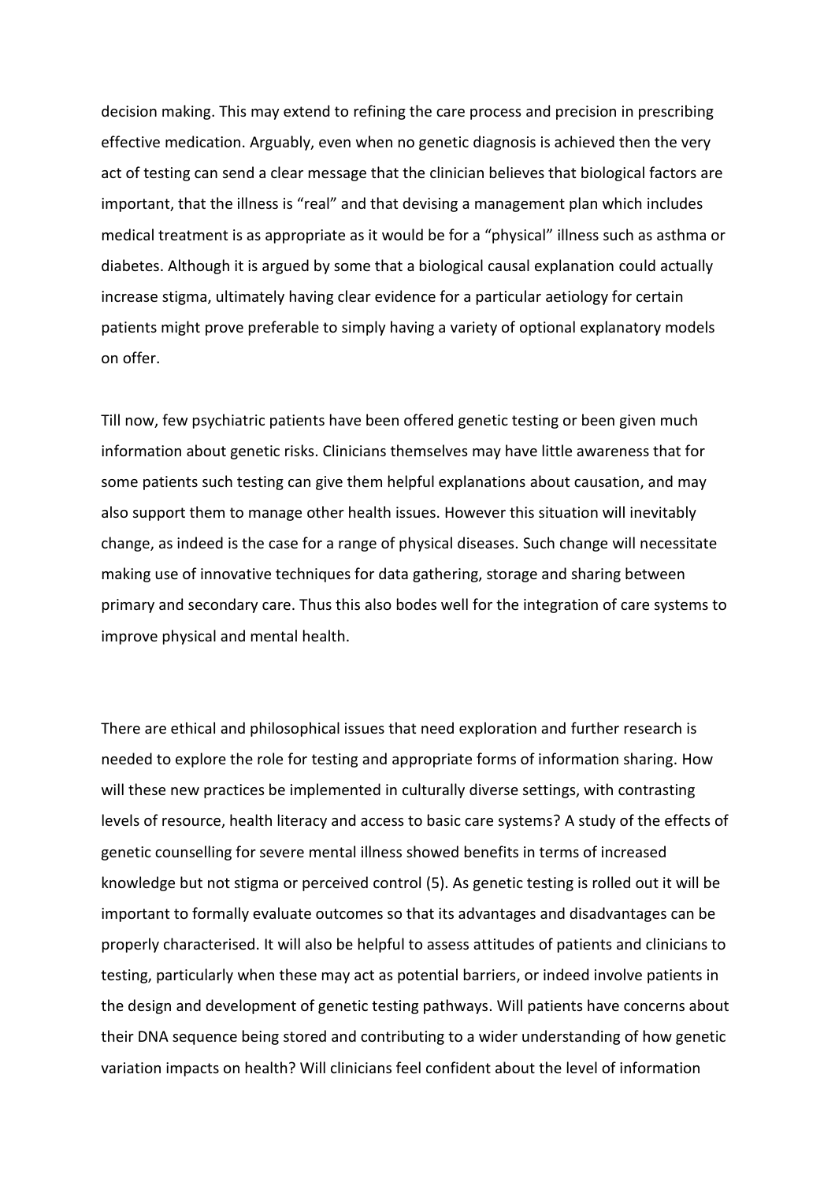decision making. This may extend to refining the care process and precision in prescribing effective medication. Arguably, even when no genetic diagnosis is achieved then the very act of testing can send a clear message that the clinician believes that biological factors are important, that the illness is “real” and that devising a management plan which includes medical treatment is as appropriate as it would be for a “physical” illness such as asthma or diabetes. Although it is argued by some that a biological causal explanation could actually increase stigma, ultimately having clear evidence for a particular aetiology for certain patients might prove preferable to simply having a variety of optional explanatory models on offer.

Till now, few psychiatric patients have been offered genetic testing or been given much information about genetic risks. Clinicians themselves may have little awareness that for some patients such testing can give them helpful explanations about causation, and may also support them to manage other health issues. However this situation will inevitably change, as indeed is the case for a range of physical diseases. Such change will necessitate making use of innovative techniques for data gathering, storage and sharing between primary and secondary care. Thus this also bodes well for the integration of care systems to improve physical and mental health.

There are ethical and philosophical issues that need exploration and further research is needed to explore the role for testing and appropriate forms of information sharing. How will these new practices be implemented in culturally diverse settings, with contrasting levels of resource, health literacy and access to basic care systems? A study of the effects of genetic counselling for severe mental illness showed benefits in terms of increased knowledge but not stigma or perceived control (5). As genetic testing is rolled out it will be important to formally evaluate outcomes so that its advantages and disadvantages can be properly characterised. It will also be helpful to assess attitudes of patients and clinicians to testing, particularly when these may act as potential barriers, or indeed involve patients in the design and development of genetic testing pathways. Will patients have concerns about their DNA sequence being stored and contributing to a wider understanding of how genetic variation impacts on health? Will clinicians feel confident about the level of information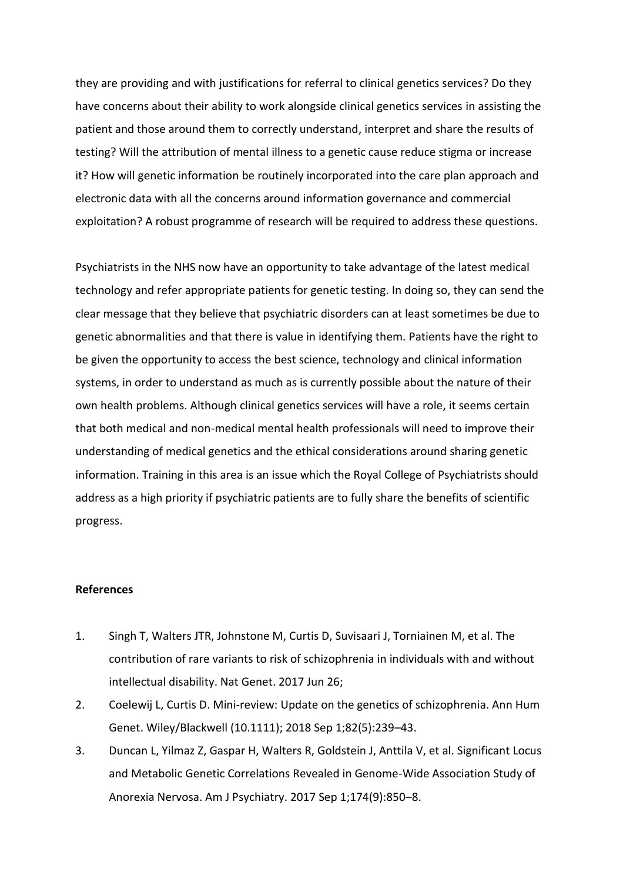they are providing and with justifications for referral to clinical genetics services? Do they have concerns about their ability to work alongside clinical genetics services in assisting the patient and those around them to correctly understand, interpret and share the results of testing? Will the attribution of mental illness to a genetic cause reduce stigma or increase it? How will genetic information be routinely incorporated into the care plan approach and electronic data with all the concerns around information governance and commercial exploitation? A robust programme of research will be required to address these questions.

Psychiatrists in the NHS now have an opportunity to take advantage of the latest medical technology and refer appropriate patients for genetic testing. In doing so, they can send the clear message that they believe that psychiatric disorders can at least sometimes be due to genetic abnormalities and that there is value in identifying them. Patients have the right to be given the opportunity to access the best science, technology and clinical information systems, in order to understand as much as is currently possible about the nature of their own health problems. Although clinical genetics services will have a role, it seems certain that both medical and non-medical mental health professionals will need to improve their understanding of medical genetics and the ethical considerations around sharing genetic information. Training in this area is an issue which the Royal College of Psychiatrists should address as a high priority if psychiatric patients are to fully share the benefits of scientific progress.

**References**

1. Singh T, Walters JTR, Johnstone M, Curtis D, Suvisaari J, Torniainen M, et al. The contribution of rare variants to risk of schizophrenia in individuals with and without intellectual disability. Nat Genet. 2017 Jun 26;
2. Coelewij L, Curtis D. Mini-review: Update on the genetics of schizophrenia. Ann Hum Genet. Wiley/Blackwell (10.1111); 2018 Sep 1;82(5):239–43.
3. Duncan L, Yilmaz Z, Gaspar H, Walters R, Goldstein J, Anttila V, et al. Significant Locus and Metabolic Genetic Correlations Revealed in Genome-Wide Association Study of Anorexia Nervosa. Am J Psychiatry. 2017 Sep 1;174(9):850–8.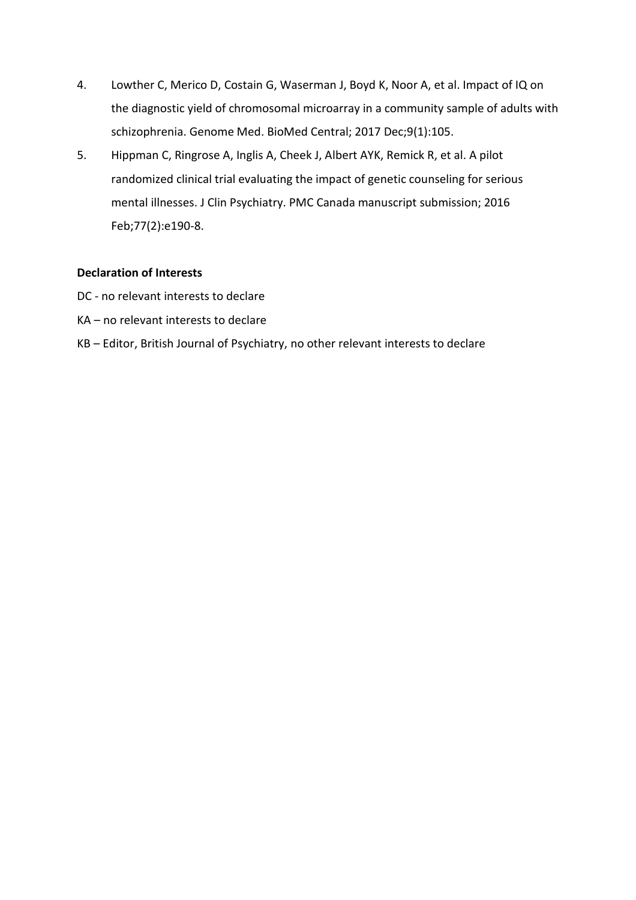4. Lowther C, Merico D, Costain G, Waserman J, Boyd K, Noor A, et al. Impact of IQ on the diagnostic yield of chromosomal microarray in a community sample of adults with schizophrenia. Genome Med. BioMed Central; 2017 Dec;9(1):105.
5. Hippman C, Ringrose A, Inglis A, Cheek J, Albert AYK, Remick R, et al. A pilot randomized clinical trial evaluating the impact of genetic counseling for serious mental illnesses. J Clin Psychiatry. PMC Canada manuscript submission; 2016 Feb;77(2):e190-8.

**Declaration of Interests**

DC - no relevant interests to declare

KA – no relevant interests to declare

KB – Editor, British Journal of Psychiatry, no other relevant interests to declare